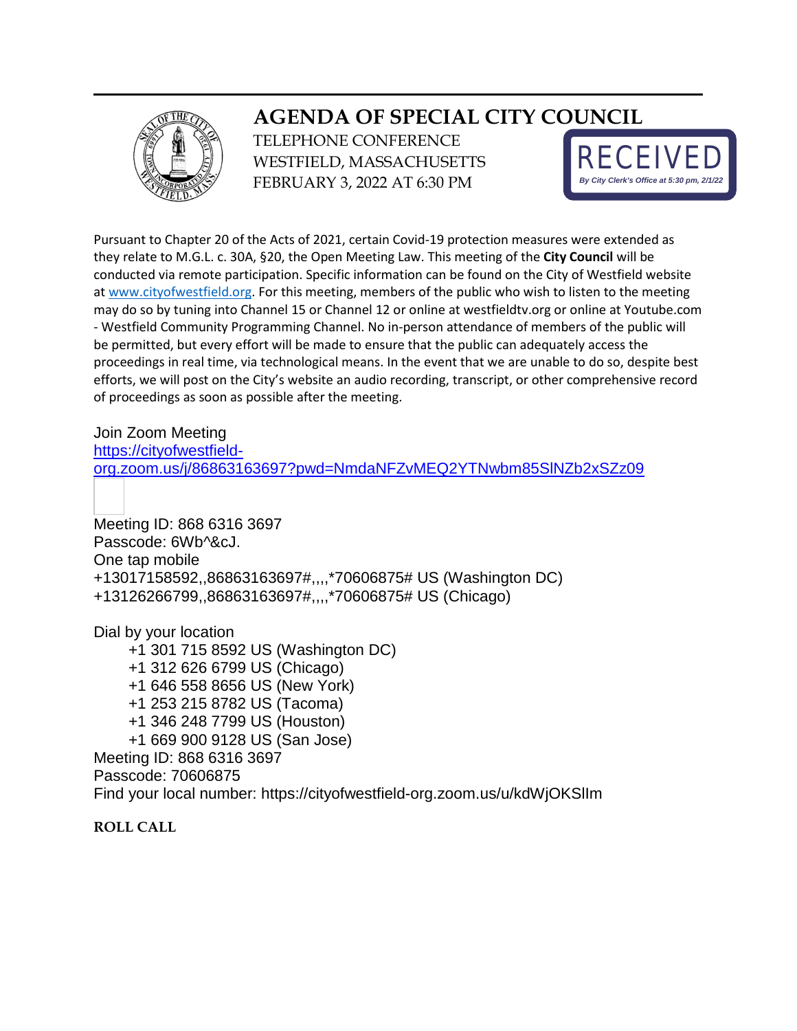# AGENDA OF SPECIAL CITY COUNCIL

TELEPHONE CONFERENCE
WESTFIELD, MASSACHUSETTS
FEBRUARY 3, 2022 AT 6:30 PM

RECEIVED
*By City Clerk's Office at 5:30 pm, 2/1/22*

Pursuant to Chapter 20 of the Acts of 2021, certain Covid-19 protection measures were extended as they relate to M.G.L. c. 30A, §20, the Open Meeting Law. This meeting of the **City Council** will be conducted via remote participation. Specific information can be found on the City of Westfield website at www.cityofwestfield.org. For this meeting, members of the public who wish to listen to the meeting may do so by tuning into Channel 15 or Channel 12 or online at westfieldtv.org or online at Youtube.com - Westfield Community Programming Channel. No in-person attendance of members of the public will be permitted, but every effort will be made to ensure that the public can adequately access the proceedings in real time, via technological means. In the event that we are unable to do so, despite best efforts, we will post on the City's website an audio recording, transcript, or other comprehensive record of proceedings as soon as possible after the meeting.

Join Zoom Meeting
https://cityofwestfield-org.zoom.us/j/86863163697?pwd=NmdaNFZvMEQ2YTNwbm85SlNZb2xSZz09

Meeting ID: 868 6316 3697
Passcode: 6Wb^&cJ.
One tap mobile
+13017158592,,86863163697#,,,,*70606875# US (Washington DC)
+13126266799,,86863163697#,,,,*70606875# US (Chicago)

Dial by your location
- +1 301 715 8592 US (Washington DC)
- +1 312 626 6799 US (Chicago)
- +1 646 558 8656 US (New York)
- +1 253 215 8782 US (Tacoma)
- +1 346 248 7799 US (Houston)
- +1 669 900 9128 US (San Jose)

Meeting ID: 868 6316 3697
Passcode: 70606875
Find your local number: https://cityofwestfield-org.zoom.us/u/kdWjOKSlIm

**ROLL CALL**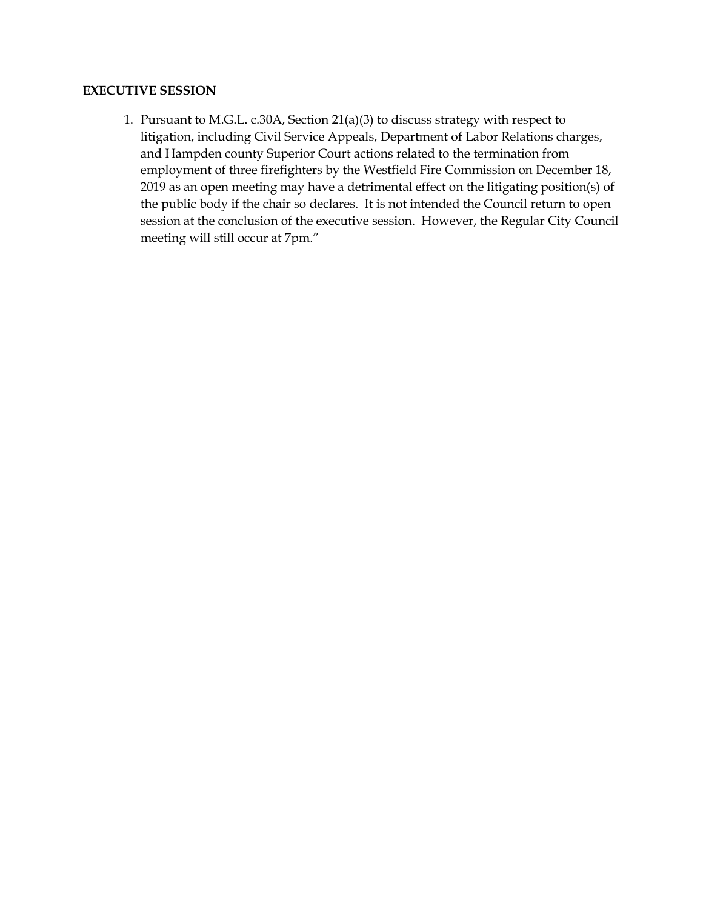**EXECUTIVE SESSION**

1. Pursuant to M.G.L. c.30A, Section 21(a)(3) to discuss strategy with respect to litigation, including Civil Service Appeals, Department of Labor Relations charges, and Hampden county Superior Court actions related to the termination from employment of three firefighters by the Westfield Fire Commission on December 18, 2019 as an open meeting may have a detrimental effect on the litigating position(s) of the public body if the chair so declares. It is not intended the Council return to open session at the conclusion of the executive session. However, the Regular City Council meeting will still occur at 7pm."